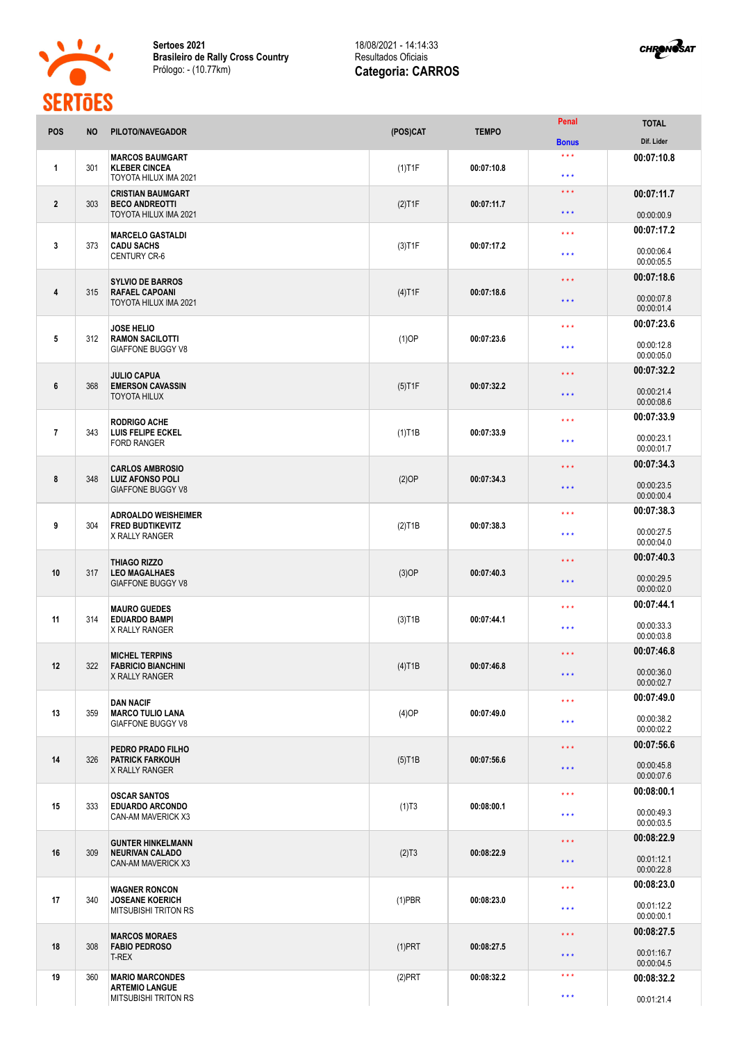**Sertoes 2021**
**Brasileiro de Rally Cross Country**
Prólogo: - (10.77km)

18/08/2021 - 14:14:33
Resultados Oficiais
**Categoria: CARROS**

| POS | NO | PILOTO/NAVEGADOR | (POS)CAT | TEMPO | Penal / Bonus | TOTAL / Dif. Lider |
|---|---|---|---|---|---|---|
| 1 | 301 | **MARCOS BAUMGART** **KLEBER CINCEA** TOYOTA HILUX IMA 2021 | (1)T1F | 00:07:10.8 | *** *** | **00:07:10.8** |
| 2 | 303 | **CRISTIAN BAUMGART** **BECO ANDREOTTI** TOYOTA HILUX IMA 2021 | (2)T1F | 00:07:11.7 | *** *** | **00:07:11.7** 00:00:00.9 |
| 3 | 373 | **MARCELO GASTALDI** **CADU SACHS** CENTURY CR-6 | (3)T1F | 00:07:17.2 | *** *** | **00:07:17.2** 00:00:06.4 00:00:05.5 |
| 4 | 315 | **SYLVIO DE BARROS** **RAFAEL CAPOANI** TOYOTA HILUX IMA 2021 | (4)T1F | 00:07:18.6 | *** *** | **00:07:18.6** 00:00:07.8 00:00:01.4 |
| 5 | 312 | **JOSE HELIO** **RAMON SACILOTTI** GIAFFONE BUGGY V8 | (1)OP | 00:07:23.6 | *** *** | **00:07:23.6** 00:00:12.8 00:00:05.0 |
| 6 | 368 | **JULIO CAPUA** **EMERSON CAVASSIN** TOYOTA HILUX | (5)T1F | 00:07:32.2 | *** *** | **00:07:32.2** 00:00:21.4 00:00:08.6 |
| 7 | 343 | **RODRIGO ACHE** **LUIS FELIPE ECKEL** FORD RANGER | (1)T1B | 00:07:33.9 | *** *** | **00:07:33.9** 00:00:23.1 00:00:01.7 |
| 8 | 348 | **CARLOS AMBROSIO** **LUIZ AFONSO POLI** GIAFFONE BUGGY V8 | (2)OP | 00:07:34.3 | *** *** | **00:07:34.3** 00:00:23.5 00:00:00.4 |
| 9 | 304 | **ADROALDO WEISHEIMER** **FRED BUDTKIEVITZ** X RALLY RANGER | (2)T1B | 00:07:38.3 | *** *** | **00:07:38.3** 00:00:27.5 00:00:04.0 |
| 10 | 317 | **THIAGO RIZZO** **LEO MAGALHAES** GIAFFONE BUGGY V8 | (3)OP | 00:07:40.3 | *** *** | **00:07:40.3** 00:00:29.5 00:00:02.0 |
| 11 | 314 | **MAURO GUEDES** **EDUARDO BAMPI** X RALLY RANGER | (3)T1B | 00:07:44.1 | *** *** | **00:07:44.1** 00:00:33.3 00:00:03.8 |
| 12 | 322 | **MICHEL TERPINS** **FABRICIO BIANCHINI** X RALLY RANGER | (4)T1B | 00:07:46.8 | *** *** | **00:07:46.8** 00:00:36.0 00:00:02.7 |
| 13 | 359 | **DAN NACIF** **MARCO TULIO LANA** GIAFFONE BUGGY V8 | (4)OP | 00:07:49.0 | *** *** | **00:07:49.0** 00:00:38.2 00:00:02.2 |
| 14 | 326 | **PEDRO PRADO FILHO** **PATRICK FARKOUH** X RALLY RANGER | (5)T1B | 00:07:56.6 | *** *** | **00:07:56.6** 00:00:45.8 00:00:07.6 |
| 15 | 333 | **OSCAR SANTOS** **EDUARDO ARCONDO** CAN-AM MAVERICK X3 | (1)T3 | 00:08:00.1 | *** *** | **00:08:00.1** 00:00:49.3 00:00:03.5 |
| 16 | 309 | **GUNTER HINKELMANN** **NEURIVAN CALADO** CAN-AM MAVERICK X3 | (2)T3 | 00:08:22.9 | *** *** | **00:08:22.9** 00:01:12.1 00:00:22.8 |
| 17 | 340 | **WAGNER RONCON** **JOSEANE KOERICH** MITSUBISHI TRITON RS | (1)PBR | 00:08:23.0 | *** *** | **00:08:23.0** 00:01:12.2 00:00:00.1 |
| 18 | 308 | **MARCOS MORAES** **FABIO PEDROSO** T-REX | (1)PRT | 00:08:27.5 | *** *** | **00:08:27.5** 00:01:16.7 00:00:04.5 |
| 19 | 360 | **MARIO MARCONDES** **ARTEMIO LANGUE** MITSUBISHI TRITON RS | (2)PRT | 00:08:32.2 | *** *** | **00:08:32.2** 00:01:21.4 |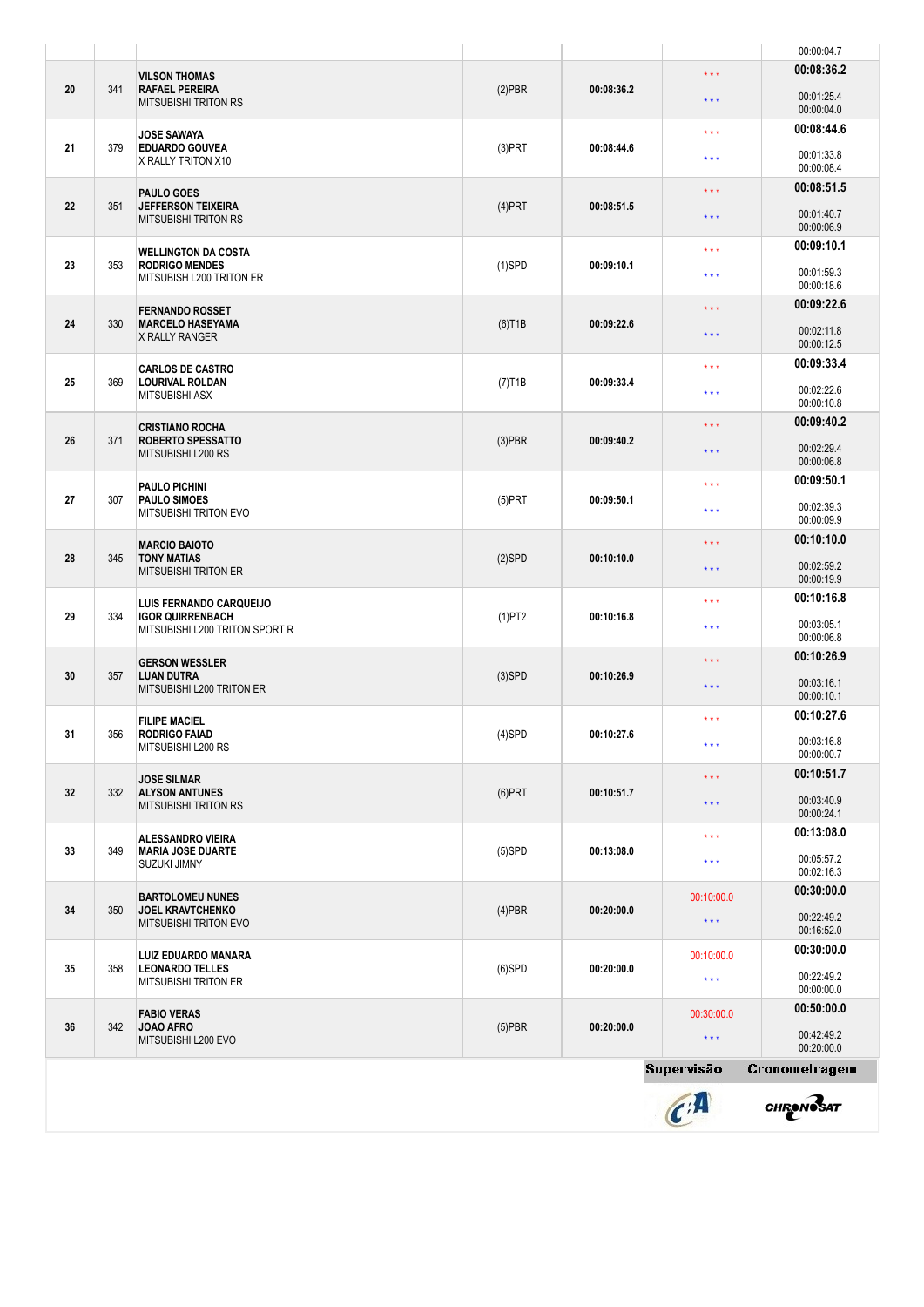| | | | | | | |
|---|---|---|---|---|---|---|
| | | | | | | 00:00:04.7 |
| 20 | 341 | **VILSON THOMAS**<br>**RAFAEL PEREIRA**<br>MITSUBISHI TRITON RS | (2)PBR | 00:08:36.2 | ***<br>*** | **00:08:36.2**<br>00:01:25.4<br>00:00:04.0 |
| 21 | 379 | **JOSE SAWAYA**<br>**EDUARDO GOUVEA**<br>X RALLY TRITON X10 | (3)PRT | 00:08:44.6 | ***<br>*** | **00:08:44.6**<br>00:01:33.8<br>00:00:08.4 |
| 22 | 351 | **PAULO GOES**<br>**JEFFERSON TEIXEIRA**<br>MITSUBISHI TRITON RS | (4)PRT | 00:08:51.5 | ***<br>*** | **00:08:51.5**<br>00:01:40.7<br>00:00:06.9 |
| 23 | 353 | **WELLINGTON DA COSTA**<br>**RODRIGO MENDES**<br>MITSUBISH L200 TRITON ER | (1)SPD | 00:09:10.1 | ***<br>*** | **00:09:10.1**<br>00:01:59.3<br>00:00:18.6 |
| 24 | 330 | **FERNANDO ROSSET**<br>**MARCELO HASEYAMA**<br>X RALLY RANGER | (6)T1B | 00:09:22.6 | ***<br>*** | **00:09:22.6**<br>00:02:11.8<br>00:00:12.5 |
| 25 | 369 | **CARLOS DE CASTRO**<br>**LOURIVAL ROLDAN**<br>MITSUBISHI ASX | (7)T1B | 00:09:33.4 | ***<br>*** | **00:09:33.4**<br>00:02:22.6<br>00:00:10.8 |
| 26 | 371 | **CRISTIANO ROCHA**<br>**ROBERTO SPESSATTO**<br>MITSUBISHI L200 RS | (3)PBR | 00:09:40.2 | ***<br>*** | **00:09:40.2**<br>00:02:29.4<br>00:00:06.8 |
| 27 | 307 | **PAULO PICHINI**<br>**PAULO SIMOES**<br>MITSUBISHI TRITON EVO | (5)PRT | 00:09:50.1 | ***<br>*** | **00:09:50.1**<br>00:02:39.3<br>00:00:09.9 |
| 28 | 345 | **MARCIO BAIOTO**<br>**TONY MATIAS**<br>MITSUBISHI TRITON ER | (2)SPD | 00:10:10.0 | ***<br>*** | **00:10:10.0**<br>00:02:59.2<br>00:00:19.9 |
| 29 | 334 | **LUIS FERNANDO CARQUEIJO**<br>**IGOR QUIRRENBACH**<br>MITSUBISHI L200 TRITON SPORT R | (1)PT2 | 00:10:16.8 | ***<br>*** | **00:10:16.8**<br>00:03:05.1<br>00:00:06.8 |
| 30 | 357 | **GERSON WESSLER**<br>**LUAN DUTRA**<br>MITSUBISHI L200 TRITON ER | (3)SPD | 00:10:26.9 | ***<br>*** | **00:10:26.9**<br>00:03:16.1<br>00:00:10.1 |
| 31 | 356 | **FILIPE MACIEL**<br>**RODRIGO FAIAD**<br>MITSUBISHI L200 RS | (4)SPD | 00:10:27.6 | ***<br>*** | **00:10:27.6**<br>00:03:16.8<br>00:00:00.7 |
| 32 | 332 | **JOSE SILMAR**<br>**ALYSON ANTUNES**<br>MITSUBISHI TRITON RS | (6)PRT | 00:10:51.7 | ***<br>*** | **00:10:51.7**<br>00:03:40.9<br>00:00:24.1 |
| 33 | 349 | **ALESSANDRO VIEIRA**<br>**MARIA JOSE DUARTE**<br>SUZUKI JIMNY | (5)SPD | 00:13:08.0 | ***<br>*** | **00:13:08.0**<br>00:05:57.2<br>00:02:16.3 |
| 34 | 350 | **BARTOLOMEU NUNES**<br>**JOEL KRAVTCHENKO**<br>MITSUBISHI TRITON EVO | (4)PBR | 00:20:00.0 | 00:10:00.0<br>*** | **00:30:00.0**<br>00:22:49.2<br>00:16:52.0 |
| 35 | 358 | **LUIZ EDUARDO MANARA**<br>**LEONARDO TELLES**<br>MITSUBISHI TRITON ER | (6)SPD | 00:20:00.0 | 00:10:00.0<br>*** | **00:30:00.0**<br>00:22:49.2<br>00:00:00.0 |
| 36 | 342 | **FABIO VERAS**<br>**JOAO AFRO**<br>MITSUBISHI L200 EVO | (5)PBR | 00:20:00.0 | 00:30:00.0<br>*** | **00:50:00.0**<br>00:42:49.2<br>00:20:00.0 |

Supervisão Cronometragem